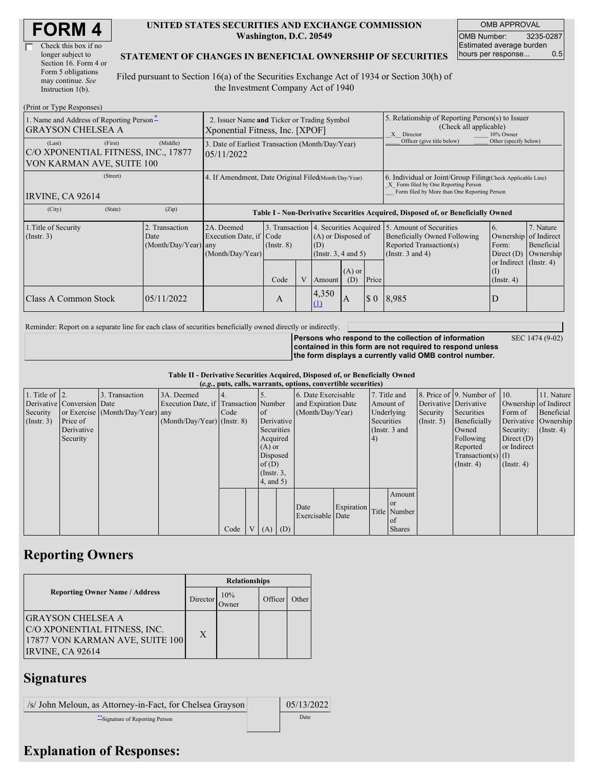# FORM 4

☐ Check this box if no longer subject to Section 16. Form 4 or Form 5 obligations may continue. *See* Instruction 1(b).

**UNITED STATES SECURITIES AND EXCHANGE COMMISSION**
**Washington, D.C. 20549**

**STATEMENT OF CHANGES IN BENEFICIAL OWNERSHIP OF SECURITIES**

Filed pursuant to Section 16(a) of the Securities Exchange Act of 1934 or Section 30(h) of the Investment Company Act of 1940

| OMB APPROVAL | |
|---|---|
| OMB Number: | 3235-0287 |
| Estimated average burden hours per response... | 0.5 |

(Print or Type Responses)

| 1. Name and Address of Reporting Person* | 2. Issuer Name **and** Ticker or Trading Symbol | 5. Relationship of Reporting Person(s) to Issuer (Check all applicable) |
|---|---|---|
| GRAYSON CHELSEA A | Xponential Fitness, Inc. [XPOF] | _X_ Director ___ 10% Owner ___ Officer (give title below) ___ Other (specify below) |
| (Last) (First) (Middle) C/O XPONENTIAL FITNESS, INC., 17877 VON KARMAN AVE, SUITE 100 | 3. Date of Earliest Transaction (Month/Day/Year) 05/11/2022 | |
| (Street) IRVINE, CA 92614 | 4. If Amendment, Date Original Filed (Month/Day/Year) | 6. Individual or Joint/Group Filing (Check Applicable Line) _X_ Form filed by One Reporting Person ___ Form filed by More than One Reporting Person |
| (City) (State) (Zip) | | |

**Table I - Non-Derivative Securities Acquired, Disposed of, or Beneficially Owned**

| 1.Title of Security (Instr. 3) | 2. Transaction Date (Month/Day/Year) | 2A. Deemed Execution Date, if any (Month/Day/Year) | 3. Transaction Code (Instr. 8) | | 4. Securities Acquired (A) or Disposed of (D) (Instr. 3, 4 and 5) | | | 5. Amount of Securities Beneficially Owned Following Reported Transaction(s) (Instr. 3 and 4) | 6. Ownership Form: Direct (D) or Indirect (I) (Instr. 4) | 7. Nature of Indirect Beneficial Ownership (Instr. 4) |
|---|---|---|---|---|---|---|---|---|---|---|
| | | | Code | V | Amount | (A) or (D) | Price | | | |
| Class A Common Stock | 05/11/2022 | | A | | 4,350 (1) | A | $ 0 | 8,985 | D | |

Reminder: Report on a separate line for each class of securities beneficially owned directly or indirectly.

**Persons who respond to the collection of information contained in this form are not required to respond unless the form displays a currently valid OMB control number.** SEC 1474 (9-02)

**Table II - Derivative Securities Acquired, Disposed of, or Beneficially Owned**
**(*e.g.*, puts, calls, warrants, options, convertible securities)**

| 1. Title of Derivative Security (Instr. 3) | 2. Conversion or Exercise Price of Derivative Security | 3. Transaction Date (Month/Day/Year) | 3A. Deemed Execution Date, if any (Month/Day/Year) | 4. Transaction Code (Instr. 8) | | 5. Number of Derivative Securities Acquired (A) or Disposed of (D) (Instr. 3, 4, and 5) | | 6. Date Exercisable and Expiration Date (Month/Day/Year) | | 7. Title and Amount of Underlying Securities (Instr. 3 and 4) | | 8. Price of Derivative Security (Instr. 5) | 9. Number of Derivative Securities Beneficially Owned Following Reported Transaction(s) (Instr. 4) | 10. Ownership Form of Derivative Security: Direct (D) or Indirect (I) (Instr. 4) | 11. Nature of Indirect Beneficial Ownership (Instr. 4) |
|---|---|---|---|---|---|---|---|---|---|---|---|---|---|---|---|
| | | | | Code | V | (A) | (D) | Date Exercisable | Expiration Date | Title | Amount or Number of Shares | | | | |

## Reporting Owners

| Reporting Owner Name / Address | Relationships | | | |
|---|---|---|---|---|
| | Director | 10% Owner | Officer | Other |
| GRAYSON CHELSEA A C/O XPONENTIAL FITNESS, INC. 17877 VON KARMAN AVE, SUITE 100 IRVINE, CA 92614 | X | | | |

## Signatures

| /s/ John Meloun, as Attorney-in-Fact, for Chelsea Grayson | | 05/13/2022 |
|---|---|---|
| **Signature of Reporting Person | | Date |

## Explanation of Responses: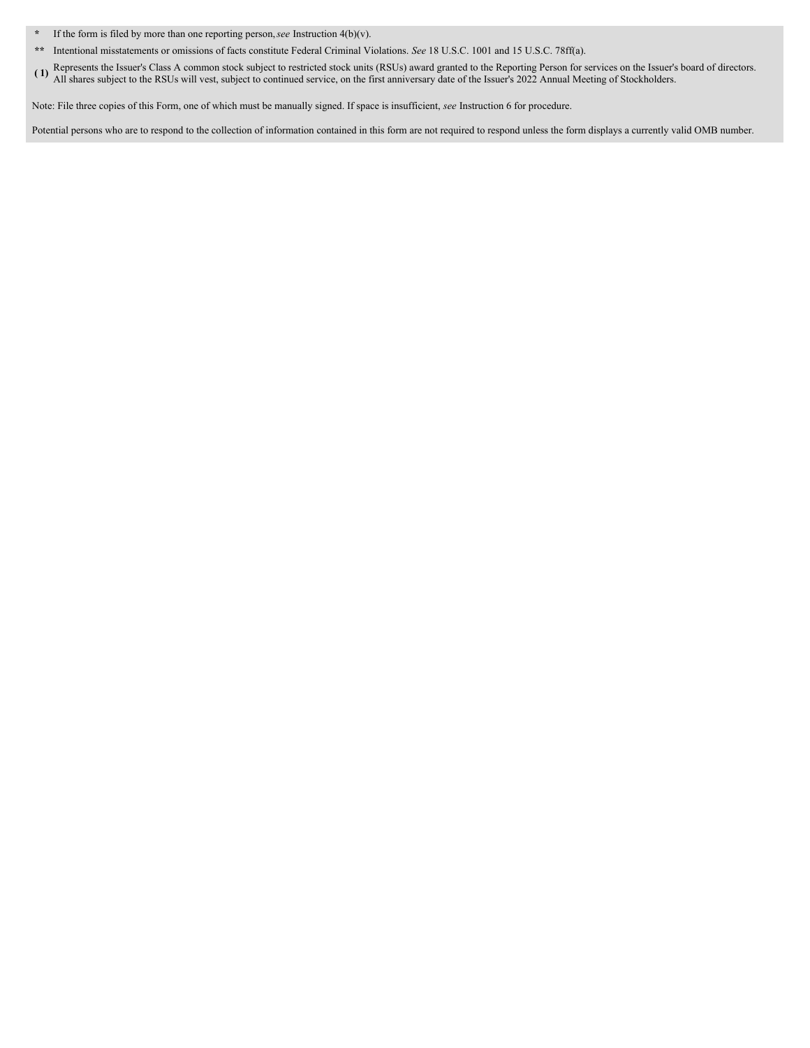\* If the form is filed by more than one reporting person, *see* Instruction 4(b)(v).

\*\* Intentional misstatements or omissions of facts constitute Federal Criminal Violations. *See* 18 U.S.C. 1001 and 15 U.S.C. 78ff(a).

(1) Represents the Issuer's Class A common stock subject to restricted stock units (RSUs) award granted to the Reporting Person for services on the Issuer's board of directors. All shares subject to the RSUs will vest, subject to continued service, on the first anniversary date of the Issuer's 2022 Annual Meeting of Stockholders.

Note: File three copies of this Form, one of which must be manually signed. If space is insufficient, *see* Instruction 6 for procedure.

Potential persons who are to respond to the collection of information contained in this form are not required to respond unless the form displays a currently valid OMB number.